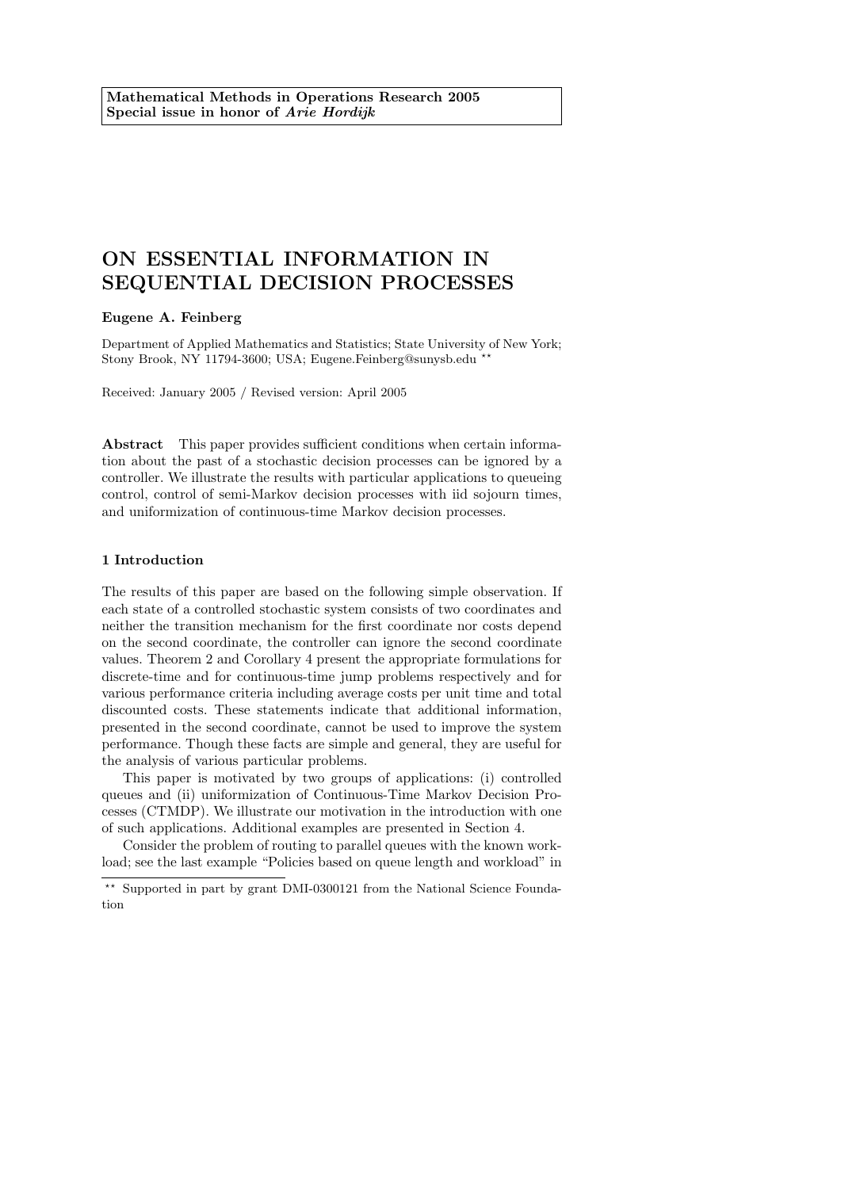**Mathematical Methods in Operations Research 2005**
**Special issue in honor of *Arie Hordijk***

# ON ESSENTIAL INFORMATION IN SEQUENTIAL DECISION PROCESSES

**Eugene A. Feinberg**

Department of Applied Mathematics and Statistics; State University of New York; Stony Brook, NY 11794-3600; USA; Eugene.Feinberg@sunysb.edu **

Received: January 2005 / Revised version: April 2005

**Abstract** This paper provides sufficient conditions when certain information about the past of a stochastic decision processes can be ignored by a controller. We illustrate the results with particular applications to queueing control, control of semi-Markov decision processes with iid sojourn times, and uniformization of continuous-time Markov decision processes.

## 1 Introduction

The results of this paper are based on the following simple observation. If each state of a controlled stochastic system consists of two coordinates and neither the transition mechanism for the first coordinate nor costs depend on the second coordinate, the controller can ignore the second coordinate values. Theorem 2 and Corollary 4 present the appropriate formulations for discrete-time and for continuous-time jump problems respectively and for various performance criteria including average costs per unit time and total discounted costs. These statements indicate that additional information, presented in the second coordinate, cannot be used to improve the system performance. Though these facts are simple and general, they are useful for the analysis of various particular problems.

This paper is motivated by two groups of applications: (i) controlled queues and (ii) uniformization of Continuous-Time Markov Decision Processes (CTMDP). We illustrate our motivation in the introduction with one of such applications. Additional examples are presented in Section 4.

Consider the problem of routing to parallel queues with the known workload; see the last example "Policies based on queue length and workload" in

** Supported in part by grant DMI-0300121 from the National Science Foundation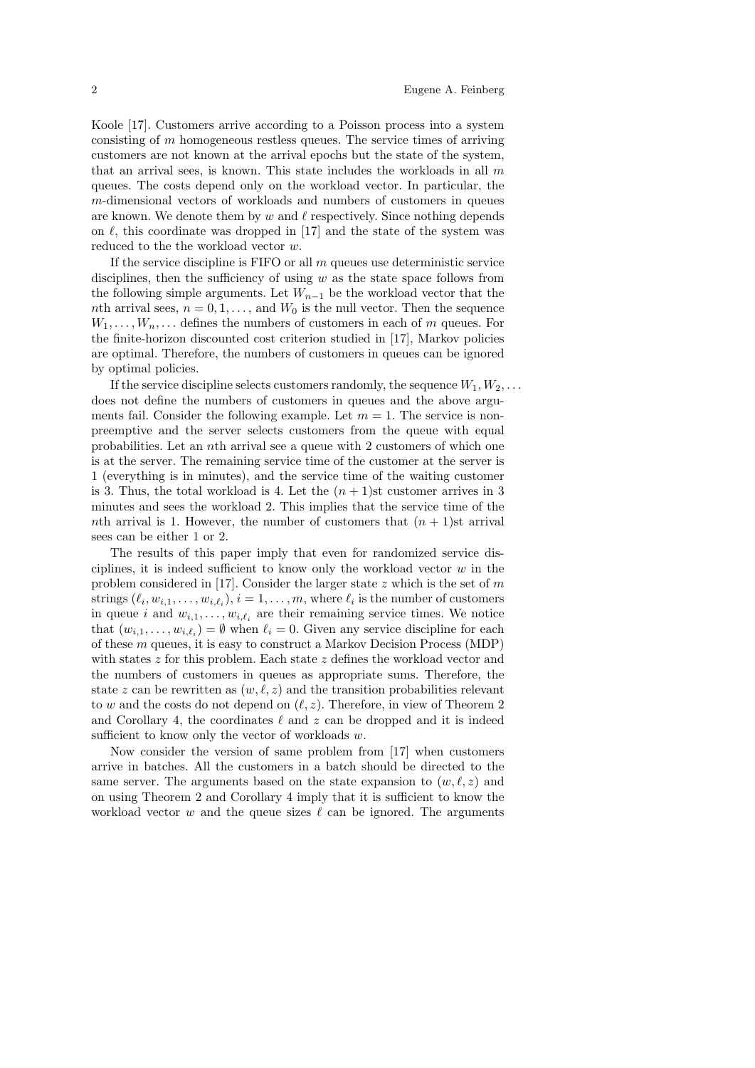Koole [17]. Customers arrive according to a Poisson process into a system consisting of $m$ homogeneous restless queues. The service times of arriving customers are not known at the arrival epochs but the state of the system, that an arrival sees, is known. This state includes the workloads in all $m$ queues. The costs depend only on the workload vector. In particular, the $m$-dimensional vectors of workloads and numbers of customers in queues are known. We denote them by $w$ and $\ell$ respectively. Since nothing depends on $\ell$, this coordinate was dropped in [17] and the state of the system was reduced to the the workload vector $w$.

If the service discipline is FIFO or all $m$ queues use deterministic service disciplines, then the sufficiency of using $w$ as the state space follows from the following simple arguments. Let $W_{n-1}$ be the workload vector that the $n$th arrival sees, $n = 0, 1, \ldots$, and $W_0$ is the null vector. Then the sequence $W_1, \ldots, W_n, \ldots$ defines the numbers of customers in each of $m$ queues. For the finite-horizon discounted cost criterion studied in [17], Markov policies are optimal. Therefore, the numbers of customers in queues can be ignored by optimal policies.

If the service discipline selects customers randomly, the sequence $W_1, W_2, \ldots$ does not define the numbers of customers in queues and the above arguments fail. Consider the following example. Let $m = 1$. The service is non-preemptive and the server selects customers from the queue with equal probabilities. Let an $n$th arrival see a queue with 2 customers of which one is at the server. The remaining service time of the customer at the server is 1 (everything is in minutes), and the service time of the waiting customer is 3. Thus, the total workload is 4. Let the $(n+1)$st customer arrives in 3 minutes and sees the workload 2. This implies that the service time of the $n$th arrival is 1. However, the number of customers that $(n+1)$st arrival sees can be either 1 or 2.

The results of this paper imply that even for randomized service disciplines, it is indeed sufficient to know only the workload vector $w$ in the problem considered in [17]. Consider the larger state $z$ which is the set of $m$ strings $(\ell_i, w_{i,1}, \ldots, w_{i,\ell_i})$, $i = 1, \ldots, m$, where $\ell_i$ is the number of customers in queue $i$ and $w_{i,1}, \ldots, w_{i,\ell_i}$ are their remaining service times. We notice that $(w_{i,1}, \ldots, w_{i,\ell_i}) = \emptyset$ when $\ell_i = 0$. Given any service discipline for each of these $m$ queues, it is easy to construct a Markov Decision Process (MDP) with states $z$ for this problem. Each state $z$ defines the workload vector and the numbers of customers in queues as appropriate sums. Therefore, the state $z$ can be rewritten as $(w, \ell, z)$ and the transition probabilities relevant to $w$ and the costs do not depend on $(\ell, z)$. Therefore, in view of Theorem 2 and Corollary 4, the coordinates $\ell$ and $z$ can be dropped and it is indeed sufficient to know only the vector of workloads $w$.

Now consider the version of same problem from [17] when customers arrive in batches. All the customers in a batch should be directed to the same server. The arguments based on the state expansion to $(w, \ell, z)$ and on using Theorem 2 and Corollary 4 imply that it is sufficient to know the workload vector $w$ and the queue sizes $\ell$ can be ignored. The arguments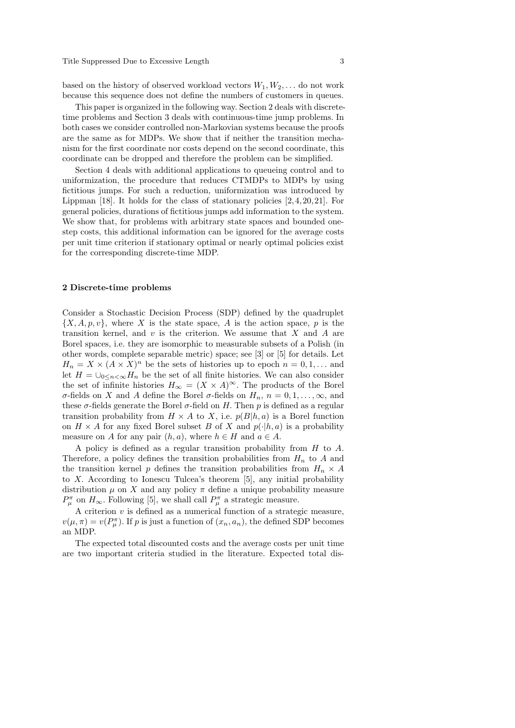based on the history of observed workload vectors $W_1, W_2, \ldots$ do not work because this sequence does not define the numbers of customers in queues.

This paper is organized in the following way. Section 2 deals with discrete-time problems and Section 3 deals with continuous-time jump problems. In both cases we consider controlled non-Markovian systems because the proofs are the same as for MDPs. We show that if neither the transition mechanism for the first coordinate nor costs depend on the second coordinate, this coordinate can be dropped and therefore the problem can be simplified.

Section 4 deals with additional applications to queueing control and to uniformization, the procedure that reduces CTMDPs to MDPs by using fictitious jumps. For such a reduction, uniformization was introduced by Lippman [18]. It holds for the class of stationary policies [2,4,20,21]. For general policies, durations of fictitious jumps add information to the system. We show that, for problems with arbitrary state spaces and bounded one-step costs, this additional information can be ignored for the average costs per unit time criterion if stationary optimal or nearly optimal policies exist for the corresponding discrete-time MDP.

## 2 Discrete-time problems

Consider a Stochastic Decision Process (SDP) defined by the quadruplet $\{X, A, p, v\}$, where $X$ is the state space, $A$ is the action space, $p$ is the transition kernel, and $v$ is the criterion. We assume that $X$ and $A$ are Borel spaces, i.e. they are isomorphic to measurable subsets of a Polish (in other words, complete separable metric) space; see [3] or [5] for details. Let $H_n = X \times (A \times X)^n$ be the sets of histories up to epoch $n = 0, 1, \ldots$ and let $H = \cup_{0 \leq n < \infty} H_n$ be the set of all finite histories. We can also consider the set of infinite histories $H_\infty = (X \times A)^\infty$. The products of the Borel $\sigma$-fields on $X$ and $A$ define the Borel $\sigma$-fields on $H_n$, $n = 0, 1, \ldots, \infty$, and these $\sigma$-fields generate the Borel $\sigma$-field on $H$. Then $p$ is defined as a regular transition probability from $H \times A$ to $X$, i.e. $p(B|h, a)$ is a Borel function on $H \times A$ for any fixed Borel subset $B$ of $X$ and $p(\cdot|h, a)$ is a probability measure on $A$ for any pair $(h, a)$, where $h \in H$ and $a \in A$.

A policy is defined as a regular transition probability from $H$ to $A$. Therefore, a policy defines the transition probabilities from $H_n$ to $A$ and the transition kernel $p$ defines the transition probabilities from $H_n \times A$ to $X$. According to Ionescu Tulcea's theorem [5], any initial probability distribution $\mu$ on $X$ and any policy $\pi$ define a unique probability measure $P_\mu^\pi$ on $H_\infty$. Following [5], we shall call $P_\mu^\pi$ a strategic measure.

A criterion $v$ is defined as a numerical function of a strategic measure, $v(\mu, \pi) = v(P_\mu^\pi)$. If $p$ is just a function of $(x_n, a_n)$, the defined SDP becomes an MDP.

The expected total discounted costs and the average costs per unit time are two important criteria studied in the literature. Expected total dis-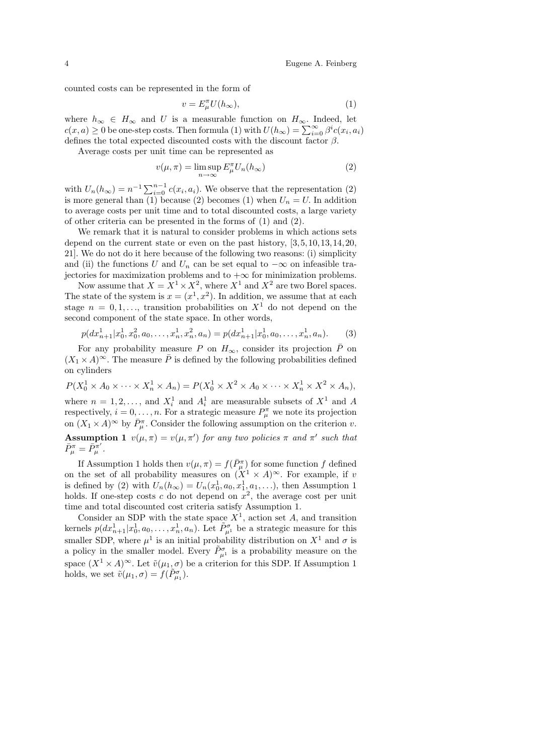counted costs can be represented in the form of

$$v = E_\mu^\pi U(h_\infty), \tag{1}$$

where $h_\infty \in H_\infty$ and $U$ is a measurable function on $H_\infty$. Indeed, let $c(x,a) \geq 0$ be one-step costs. Then formula (1) with $U(h_\infty) = \sum_{i=0}^\infty \beta^i c(x_i, a_i)$ defines the total expected discounted costs with the discount factor $\beta$.

Average costs per unit time can be represented as

$$v(\mu, \pi) = \limsup_{n\to\infty} E_\mu^\pi U_n(h_\infty) \tag{2}$$

with $U_n(h_\infty) = n^{-1}\sum_{i=0}^{n-1} c(x_i, a_i)$. We observe that the representation (2) is more general than (1) because (2) becomes (1) when $U_n = U$. In addition to average costs per unit time and to total discounted costs, a large variety of other criteria can be presented in the forms of (1) and (2).

We remark that it is natural to consider problems in which actions sets depend on the current state or even on the past history, [3,5,10,13,14,20,21]. We do not do it here because of the following two reasons: (i) simplicity and (ii) the functions $U$ and $U_n$ can be set equal to $-\infty$ on infeasible trajectories for maximization problems and to $+\infty$ for minimization problems.

Now assume that $X = X^1 \times X^2$, where $X^1$ and $X^2$ are two Borel spaces. The state of the system is $x = (x^1, x^2)$. In addition, we assume that at each stage $n = 0, 1, \ldots$, transition probabilities on $X^1$ do not depend on the second component of the state space. In other words,

$$p(dx_{n+1}^1 | x_0^1, x_0^2, a_0, \ldots, x_n^1, x_n^2, a_n) = p(dx_{n+1}^1 | x_0^1, a_0, \ldots, x_n^1, a_n). \tag{3}$$

For any probability measure $P$ on $H_\infty$, consider its projection $\bar{P}$ on $(X_1 \times A)^\infty$. The measure $\bar{P}$ is defined by the following probabilities defined on cylinders

$$P(X_0^1 \times A_0 \times \cdots \times X_n^1 \times A_n) = P(X_0^1 \times X^2 \times A_0 \times \cdots \times X_n^1 \times X^2 \times A_n),$$

where $n = 1, 2, \ldots$, and $X_i^1$ and $A_i^1$ are measurable subsets of $X^1$ and $A$ respectively, $i = 0, \ldots, n$. For a strategic measure $P_\mu^\pi$ we note its projection on $(X_1 \times A)^\infty$ by $\bar{P}_\mu^\pi$. Consider the following assumption on the criterion $v$.

**Assumption 1** *$v(\mu, \pi) = v(\mu, \pi')$ for any two policies $\pi$ and $\pi'$ such that $\bar{P}_\mu^\pi = \bar{P}_\mu^{\pi'}$.*

If Assumption 1 holds then $v(\mu, \pi) = f(\bar{P}_\mu^\pi)$ for some function $f$ defined on the set of all probability measures on $(X^1 \times A)^\infty$. For example, if $v$ is defined by (2) with $U_n(h_\infty) = U_n(x_0^1, a_0, x_1^1, a_1, \ldots)$, then Assumption 1 holds. If one-step costs $c$ do not depend on $x^2$, the average cost per unit time and total discounted cost criteria satisfy Assumption 1.

Consider an SDP with the state space $X^1$, action set $A$, and transition kernels $p(dx_{n+1}^1 | x_0^1, a_0, \ldots, x_n^1, a_n)$. Let $\tilde{P}_{\mu^1}^\sigma$ be a strategic measure for this smaller SDP, where $\mu^1$ is an initial probability distribution on $X^1$ and $\sigma$ is a policy in the smaller model. Every $\tilde{P}_{\mu^1}^\sigma$ is a probability measure on the space $(X^1 \times A)^\infty$. Let $\tilde{v}(\mu_1, \sigma)$ be a criterion for this SDP. If Assumption 1 holds, we set $\tilde{v}(\mu_1, \sigma) = f(\tilde{P}_{\mu_1}^\sigma)$.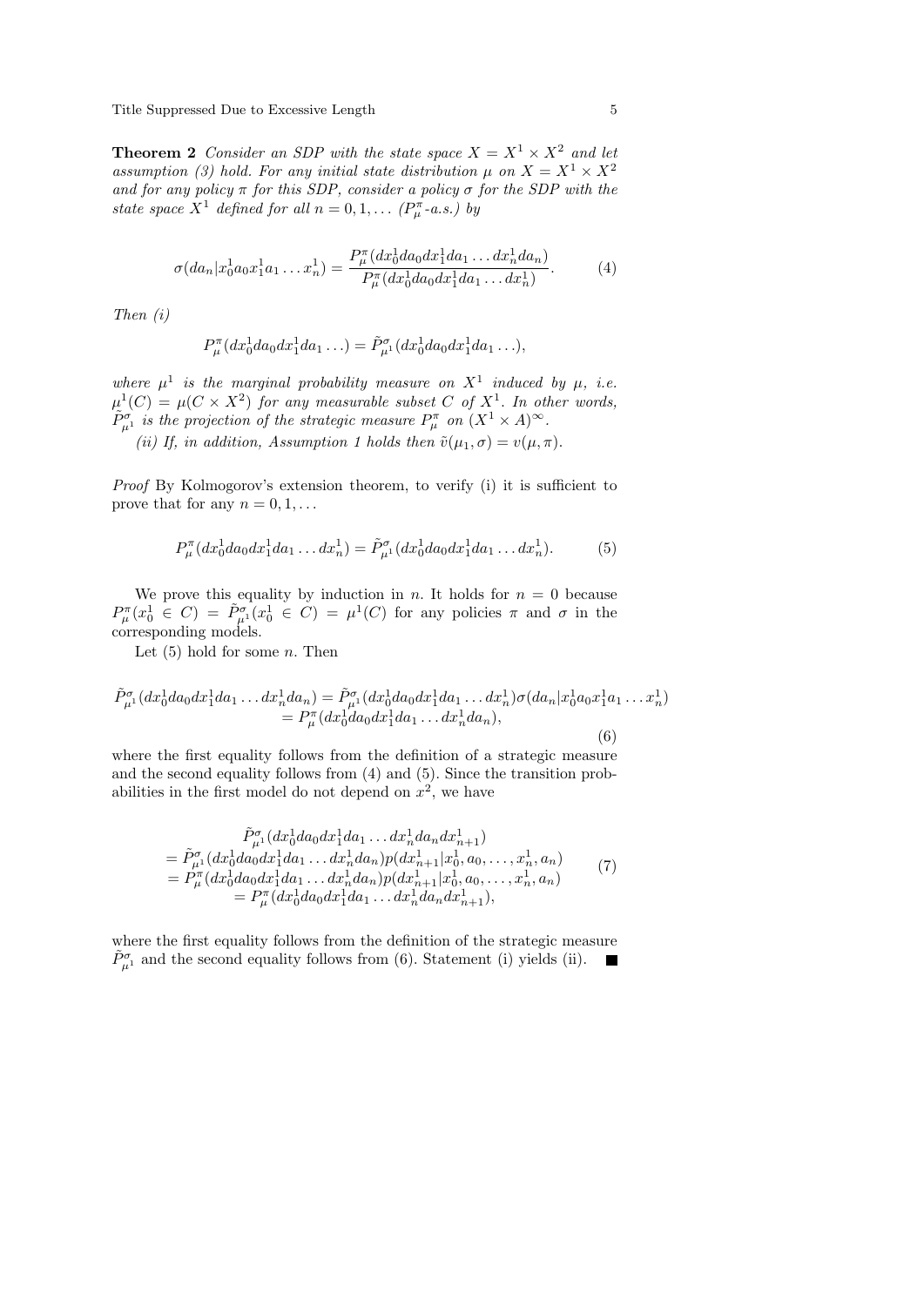**Theorem 2** *Consider an SDP with the state space $X = X^1 \times X^2$ and let assumption (3) hold. For any initial state distribution $\mu$ on $X = X^1 \times X^2$ and for any policy $\pi$ for this SDP, consider a policy $\sigma$ for the SDP with the state space $X^1$ defined for all $n = 0, 1, \ldots$ ($P^\pi_\mu$-a.s.) by*

$$\sigma(da_n | x^1_0 a_0 x^1_1 a_1 \ldots x^1_n) = \frac{P^\pi_\mu(dx^1_0 da_0 dx^1_1 da_1 \ldots dx^1_n da_n)}{P^\pi_\mu(dx^1_0 da_0 dx^1_1 da_1 \ldots dx^1_n)}. \tag{4}$$

*Then (i)*

$$P^\pi_\mu(dx^1_0 da_0 dx^1_1 da_1 \ldots) = \tilde{P}^\sigma_{\mu^1}(dx^1_0 da_0 dx^1_1 da_1 \ldots),$$

*where $\mu^1$ is the marginal probability measure on $X^1$ induced by $\mu$, i.e. $\mu^1(C) = \mu(C \times X^2)$ for any measurable subset $C$ of $X^1$. In other words, $\tilde{P}^\sigma_{\mu^1}$ is the projection of the strategic measure $P^\pi_\mu$ on $(X^1 \times A)^\infty$.*

*(ii) If, in addition, Assumption 1 holds then $\tilde{v}(\mu_1, \sigma) = v(\mu, \pi)$.*

*Proof* By Kolmogorov's extension theorem, to verify (i) it is sufficient to prove that for any $n = 0, 1, \ldots$

$$P^\pi_\mu(dx^1_0 da_0 dx^1_1 da_1 \ldots dx^1_n) = \tilde{P}^\sigma_{\mu^1}(dx^1_0 da_0 dx^1_1 da_1 \ldots dx^1_n). \tag{5}$$

We prove this equality by induction in $n$. It holds for $n = 0$ because $P^\pi_\mu(x^1_0 \in C) = \tilde{P}^\sigma_{\mu^1}(x^1_0 \in C) = \mu^1(C)$ for any policies $\pi$ and $\sigma$ in the corresponding models.

Let (5) hold for some $n$. Then

$$\begin{aligned}\tilde{P}^\sigma_{\mu^1}(dx^1_0 da_0 dx^1_1 da_1 \ldots dx^1_n da_n) &= \tilde{P}^\sigma_{\mu^1}(dx^1_0 da_0 dx^1_1 da_1 \ldots dx^1_n) \sigma(da_n | x^1_0 a_0 x^1_1 a_1 \ldots x^1_n) \\ &= P^\pi_\mu(dx^1_0 da_0 dx^1_1 da_1 \ldots dx^1_n da_n),\end{aligned} \tag{6}$$

where the first equality follows from the definition of a strategic measure and the second equality follows from (4) and (5). Since the transition probabilities in the first model do not depend on $x^2$, we have

$$\begin{aligned}&\tilde{P}^\sigma_{\mu^1}(dx^1_0 da_0 dx^1_1 da_1 \ldots dx^1_n da_n dx^1_{n+1}) \\ &= \tilde{P}^\sigma_{\mu^1}(dx^1_0 da_0 dx^1_1 da_1 \ldots dx^1_n da_n) p(dx^1_{n+1} | x^1_0, a_0, \ldots, x^1_n, a_n) \\ &= P^\pi_\mu(dx^1_0 da_0 dx^1_1 da_1 \ldots dx^1_n da_n) p(dx^1_{n+1} | x^1_0, a_0, \ldots, x^1_n, a_n) \\ &= P^\pi_\mu(dx^1_0 da_0 dx^1_1 da_1 \ldots dx^1_n da_n dx^1_{n+1}),\end{aligned} \tag{7}$$

where the first equality follows from the definition of the strategic measure $\tilde{P}^\sigma_{\mu^1}$ and the second equality follows from (6). Statement (i) yields (ii). ∎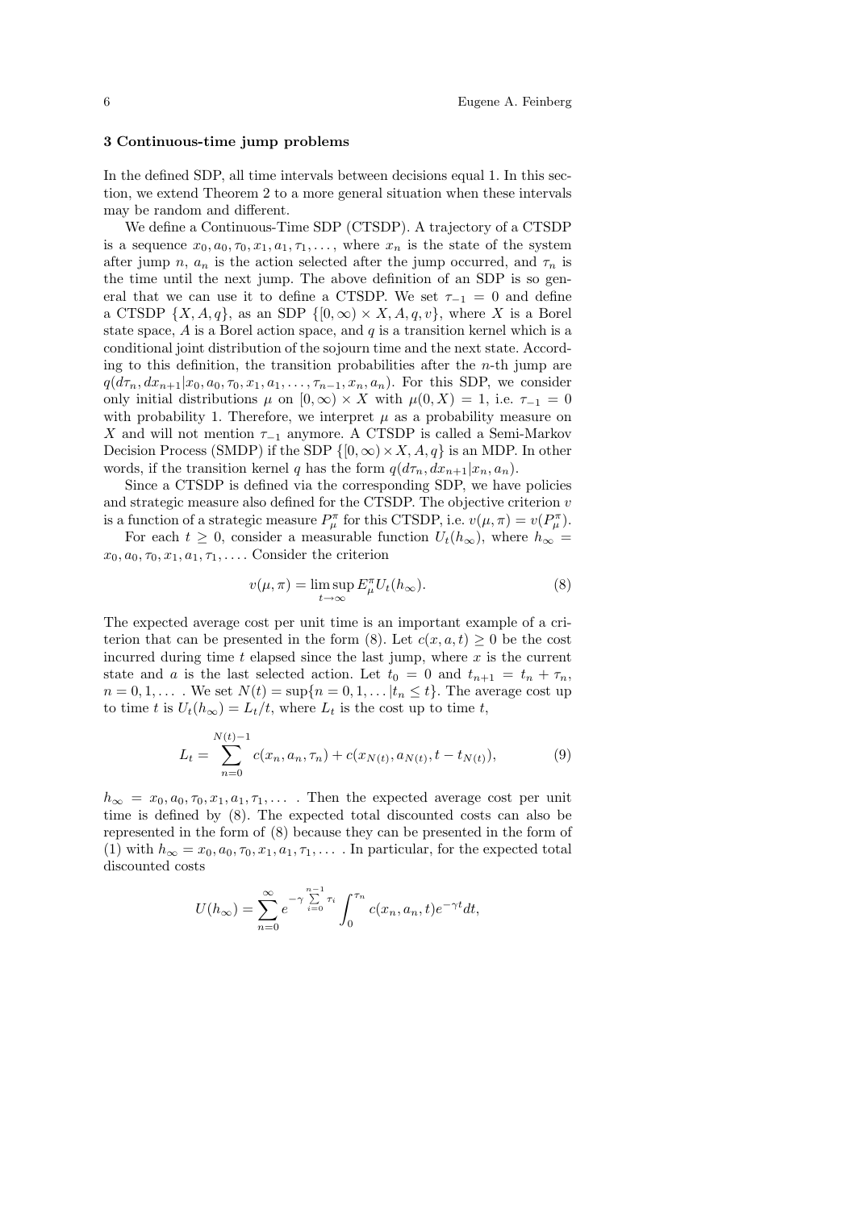### 3 Continuous-time jump problems

In the defined SDP, all time intervals between decisions equal 1. In this section, we extend Theorem 2 to a more general situation when these intervals may be random and different.

We define a Continuous-Time SDP (CTSDP). A trajectory of a CTSDP is a sequence $x_0, a_0, \tau_0, x_1, a_1, \tau_1, \ldots,$ where $x_n$ is the state of the system after jump $n$, $a_n$ is the action selected after the jump occurred, and $\tau_n$ is the time until the next jump. The above definition of an SDP is so general that we can use it to define a CTSDP. We set $\tau_{-1} = 0$ and define a CTSDP $\{X, A, q\}$, as an SDP $\{[0,\infty) \times X, A, q, v\}$, where $X$ is a Borel state space, $A$ is a Borel action space, and $q$ is a transition kernel which is a conditional joint distribution of the sojourn time and the next state. According to this definition, the transition probabilities after the $n$-th jump are $q(d\tau_n, dx_{n+1} | x_0, a_0, \tau_0, x_1, a_1, \ldots, \tau_{n-1}, x_n, a_n)$. For this SDP, we consider only initial distributions $\mu$ on $[0,\infty) \times X$ with $\mu(0, X) = 1$, i.e. $\tau_{-1} = 0$ with probability 1. Therefore, we interpret $\mu$ as a probability measure on $X$ and will not mention $\tau_{-1}$ anymore. A CTSDP is called a Semi-Markov Decision Process (SMDP) if the SDP $\{[0,\infty) \times X, A, q\}$ is an MDP. In other words, if the transition kernel $q$ has the form $q(d\tau_n, dx_{n+1}|x_n, a_n)$.

Since a CTSDP is defined via the corresponding SDP, we have policies and strategic measure also defined for the CTSDP. The objective criterion $v$ is a function of a strategic measure $P^\pi_\mu$ for this CTSDP, i.e. $v(\mu, \pi) = v(P^\pi_\mu)$.

For each $t \geq 0$, consider a measurable function $U_t(h_\infty)$, where $h_\infty = x_0, a_0, \tau_0, x_1, a_1, \tau_1, \ldots$. Consider the criterion

$$v(\mu, \pi) = \limsup_{t\to\infty} E^\pi_\mu U_t(h_\infty). \tag{8}$$

The expected average cost per unit time is an important example of a criterion that can be presented in the form (8). Let $c(x, a, t) \geq 0$ be the cost incurred during time $t$ elapsed since the last jump, where $x$ is the current state and $a$ is the last selected action. Let $t_0 = 0$ and $t_{n+1} = t_n + \tau_n$, $n = 0, 1, \ldots$ . We set $N(t) = \sup\{n = 0, 1, \ldots | t_n \leq t\}$. The average cost up to time $t$ is $U_t(h_\infty) = L_t/t$, where $L_t$ is the cost up to time $t$,

$$L_t = \sum_{n=0}^{N(t)-1} c(x_n, a_n, \tau_n) + c(x_{N(t)}, a_{N(t)}, t - t_{N(t)}), \tag{9}$$

$h_\infty = x_0, a_0, \tau_0, x_1, a_1, \tau_1, \ldots$ . Then the expected average cost per unit time is defined by (8). The expected total discounted costs can also be represented in the form of (8) because they can be presented in the form of (1) with $h_\infty = x_0, a_0, \tau_0, x_1, a_1, \tau_1, \ldots$ . In particular, for the expected total discounted costs

$$U(h_\infty) = \sum_{n=0}^{\infty} e^{-\gamma \sum\limits_{i=0}^{n-1} \tau_i} \int_0^{\tau_n} c(x_n, a_n, t) e^{-\gamma t} dt,$$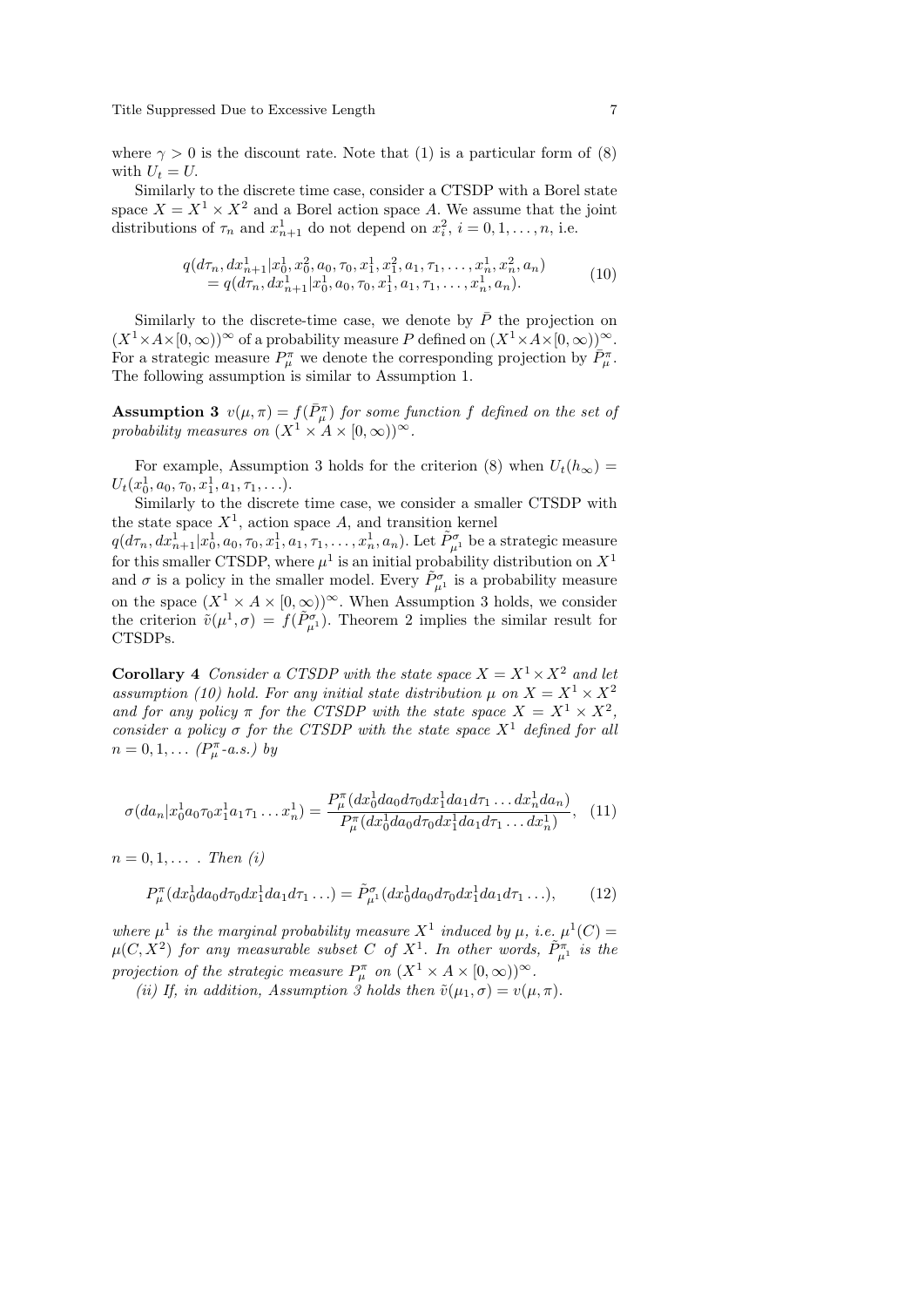where $\gamma > 0$ is the discount rate. Note that (1) is a particular form of (8) with $U_t = U$.

Similarly to the discrete time case, consider a CTSDP with a Borel state space $X = X^1 \times X^2$ and a Borel action space $A$. We assume that the joint distributions of $\tau_n$ and $x^1_{n+1}$ do not depend on $x^2_i$, $i = 0, 1, \ldots, n$, i.e.

$$
\begin{aligned}
&q(d\tau_n, dx^1_{n+1}|x^1_0, x^2_0, a_0, \tau_0, x^1_1, x^2_1, a_1, \tau_1, \ldots, x^1_n, x^2_n, a_n) \\
&\quad = q(d\tau_n, dx^1_{n+1}|x^1_0, a_0, \tau_0, x^1_1, a_1, \tau_1, \ldots, x^1_n, a_n).
\end{aligned}
\tag{10}
$$

Similarly to the discrete-time case, we denote by $\bar{P}$ the projection on $(X^1 \times A \times [0, \infty))^\infty$ of a probability measure $P$ defined on $(X^1 \times A \times [0, \infty))^\infty$. For a strategic measure $P^\pi_\mu$ we denote the corresponding projection by $\bar{P}^\pi_\mu$. The following assumption is similar to Assumption 1.

**Assumption 3** *$v(\mu, \pi) = f(\bar{P}^\pi_\mu)$ for some function $f$ defined on the set of probability measures on $(X^1 \times A \times [0, \infty))^\infty$.*

For example, Assumption 3 holds for the criterion (8) when $U_t(h_\infty) = U_t(x^1_0, a_0, \tau_0, x^1_1, a_1, \tau_1, \ldots)$.

Similarly to the discrete time case, we consider a smaller CTSDP with the state space $X^1$, action space $A$, and transition kernel $q(d\tau_n, dx^1_{n+1}|x^1_0, a_0, \tau_0, x^1_1, a_1, \tau_1, \ldots, x^1_n, a_n)$. Let $\tilde{P}^\sigma_{\mu^1}$ be a strategic measure for this smaller CTSDP, where $\mu^1$ is an initial probability distribution on $X^1$ and $\sigma$ is a policy in the smaller model. Every $\tilde{P}^\sigma_{\mu^1}$ is a probability measure on the space $(X^1 \times A \times [0, \infty))^\infty$. When Assumption 3 holds, we consider the criterion $\tilde{v}(\mu^1, \sigma) = f(\tilde{P}^\sigma_{\mu^1})$. Theorem 2 implies the similar result for CTSDPs.

**Corollary 4** *Consider a CTSDP with the state space $X = X^1 \times X^2$ and let assumption (10) hold. For any initial state distribution $\mu$ on $X = X^1 \times X^2$ and for any policy $\pi$ for the CTSDP with the state space $X = X^1 \times X^2$, consider a policy $\sigma$ for the CTSDP with the state space $X^1$ defined for all $n = 0, 1, \ldots$ ($P^\pi_\mu$-a.s.) by*

$$
\sigma(da_n|x^1_0 a_0 \tau_0 x^1_1 a_1 \tau_1 \ldots x^1_n) = \frac{P^\pi_\mu(dx^1_0 da_0 d\tau_0 dx^1_1 da_1 d\tau_1 \ldots dx^1_n da_n)}{P^\pi_\mu(dx^1_0 da_0 d\tau_0 dx^1_1 da_1 d\tau_1 \ldots dx^1_n)}, \tag{11}
$$

*$n = 0, 1, \ldots$ . Then (i)*

$$
P^\pi_\mu(dx^1_0 da_0 d\tau_0 dx^1_1 da_1 d\tau_1 \ldots) = \tilde{P}^\sigma_{\mu^1}(dx^1_0 da_0 d\tau_0 dx^1_1 da_1 d\tau_1 \ldots), \tag{12}
$$

*where $\mu^1$ is the marginal probability measure $X^1$ induced by $\mu$, i.e. $\mu^1(C) = \mu(C, X^2)$ for any measurable subset $C$ of $X^1$. In other words, $\tilde{P}^\pi_{\mu^1}$ is the projection of the strategic measure $P^\pi_\mu$ on $(X^1 \times A \times [0, \infty))^\infty$.*

*(ii) If, in addition, Assumption 3 holds then $\tilde{v}(\mu_1, \sigma) = v(\mu, \pi)$.*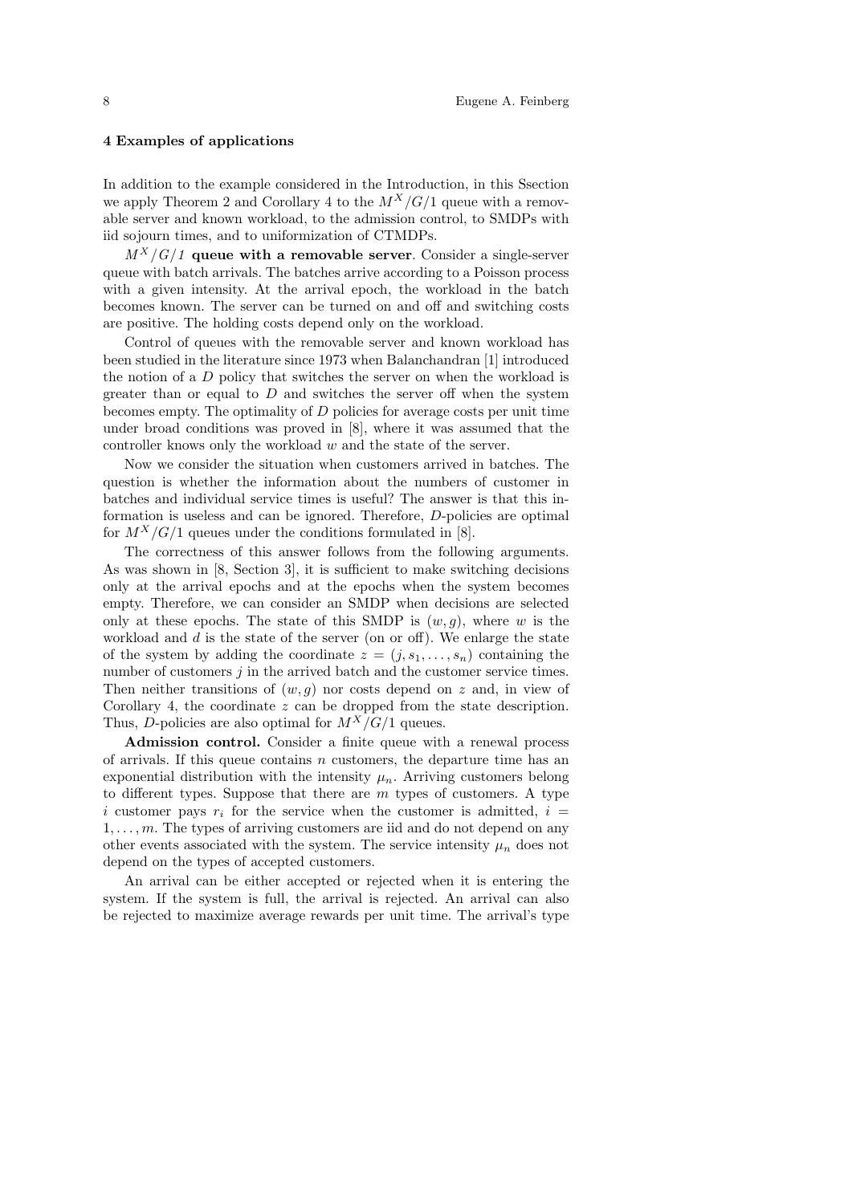## 4 Examples of applications

In addition to the example considered in the Introduction, in this Ssection we apply Theorem 2 and Corollary 4 to the $M^X/G/1$ queue with a removable server and known workload, to the admission control, to SMDPs with iid sojourn times, and to uniformization of CTMDPs.

***$M^X/G/1$* queue with a removable server**. Consider a single-server queue with batch arrivals. The batches arrive according to a Poisson process with a given intensity. At the arrival epoch, the workload in the batch becomes known. The server can be turned on and off and switching costs are positive. The holding costs depend only on the workload.

Control of queues with the removable server and known workload has been studied in the literature since 1973 when Balanchandran [1] introduced the notion of a $D$ policy that switches the server on when the workload is greater than or equal to $D$ and switches the server off when the system becomes empty. The optimality of $D$ policies for average costs per unit time under broad conditions was proved in [8], where it was assumed that the controller knows only the workload $w$ and the state of the server.

Now we consider the situation when customers arrived in batches. The question is whether the information about the numbers of customer in batches and individual service times is useful? The answer is that this information is useless and can be ignored. Therefore, $D$-policies are optimal for $M^X/G/1$ queues under the conditions formulated in [8].

The correctness of this answer follows from the following arguments. As was shown in [8, Section 3], it is sufficient to make switching decisions only at the arrival epochs and at the epochs when the system becomes empty. Therefore, we can consider an SMDP when decisions are selected only at these epochs. The state of this SMDP is $(w, g)$, where $w$ is the workload and $d$ is the state of the server (on or off). We enlarge the state of the system by adding the coordinate $z = (j, s_1, \ldots, s_n)$ containing the number of customers $j$ in the arrived batch and the customer service times. Then neither transitions of $(w, g)$ nor costs depend on $z$ and, in view of Corollary 4, the coordinate $z$ can be dropped from the state description. Thus, $D$-policies are also optimal for $M^X/G/1$ queues.

**Admission control.** Consider a finite queue with a renewal process of arrivals. If this queue contains $n$ customers, the departure time has an exponential distribution with the intensity $\mu_n$. Arriving customers belong to different types. Suppose that there are $m$ types of customers. A type $i$ customer pays $r_i$ for the service when the customer is admitted, $i = 1, \ldots, m$. The types of arriving customers are iid and do not depend on any other events associated with the system. The service intensity $\mu_n$ does not depend on the types of accepted customers.

An arrival can be either accepted or rejected when it is entering the system. If the system is full, the arrival is rejected. An arrival can also be rejected to maximize average rewards per unit time. The arrival's type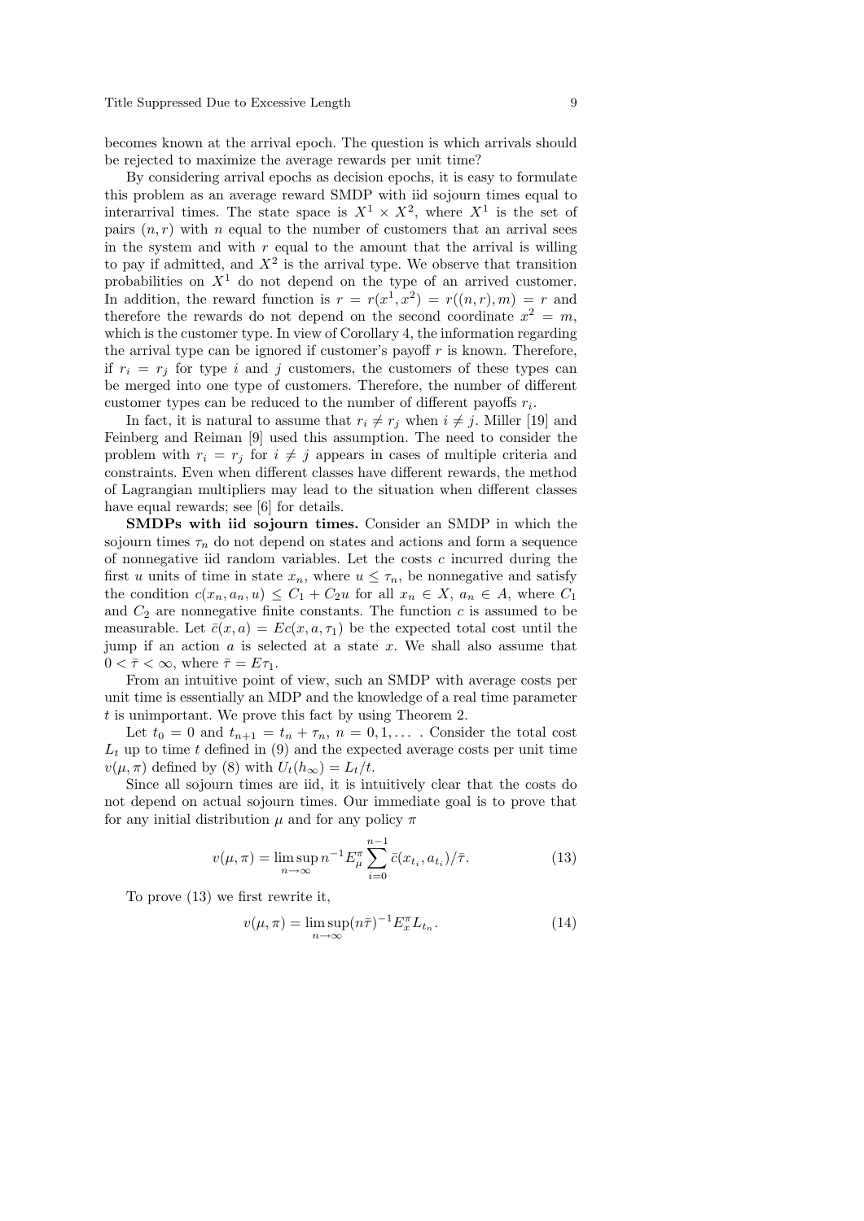becomes known at the arrival epoch. The question is which arrivals should be rejected to maximize the average rewards per unit time?

By considering arrival epochs as decision epochs, it is easy to formulate this problem as an average reward SMDP with iid sojourn times equal to interarrival times. The state space is $X^1 \times X^2$, where $X^1$ is the set of pairs $(n, r)$ with $n$ equal to the number of customers that an arrival sees in the system and with $r$ equal to the amount that the arrival is willing to pay if admitted, and $X^2$ is the arrival type. We observe that transition probabilities on $X^1$ do not depend on the type of an arrived customer. In addition, the reward function is $r = r(x^1, x^2) = r((n, r), m) = r$ and therefore the rewards do not depend on the second coordinate $x^2 = m$, which is the customer type. In view of Corollary 4, the information regarding the arrival type can be ignored if customer's payoff $r$ is known. Therefore, if $r_i = r_j$ for type $i$ and $j$ customers, the customers of these types can be merged into one type of customers. Therefore, the number of different customer types can be reduced to the number of different payoffs $r_i$.

In fact, it is natural to assume that $r_i \neq r_j$ when $i \neq j$. Miller [19] and Feinberg and Reiman [9] used this assumption. The need to consider the problem with $r_i = r_j$ for $i \neq j$ appears in cases of multiple criteria and constraints. Even when different classes have different rewards, the method of Lagrangian multipliers may lead to the situation when different classes have equal rewards; see [6] for details.

**SMDPs with iid sojourn times.** Consider an SMDP in which the sojourn times $\tau_n$ do not depend on states and actions and form a sequence of nonnegative iid random variables. Let the costs $c$ incurred during the first $u$ units of time in state $x_n$, where $u \leq \tau_n$, be nonnegative and satisfy the condition $c(x_n, a_n, u) \leq C_1 + C_2 u$ for all $x_n \in X$, $a_n \in A$, where $C_1$ and $C_2$ are nonnegative finite constants. The function $c$ is assumed to be measurable. Let $\bar{c}(x, a) = Ec(x, a, \tau_1)$ be the expected total cost until the jump if an action $a$ is selected at a state $x$. We shall also assume that $0 < \bar{\tau} < \infty$, where $\bar{\tau} = E\tau_1$.

From an intuitive point of view, such an SMDP with average costs per unit time is essentially an MDP and the knowledge of a real time parameter $t$ is unimportant. We prove this fact by using Theorem 2.

Let $t_0 = 0$ and $t_{n+1} = t_n + \tau_n$, $n = 0, 1, \ldots$ . Consider the total cost $L_t$ up to time $t$ defined in (9) and the expected average costs per unit time $v(\mu, \pi)$ defined by (8) with $U_t(h_\infty) = L_t/t$.

Since all sojourn times are iid, it is intuitively clear that the costs do not depend on actual sojourn times. Our immediate goal is to prove that for any initial distribution $\mu$ and for any policy $\pi$

$$v(\mu, \pi) = \limsup_{n \to \infty} n^{-1} E_\mu^\pi \sum_{i=0}^{n-1} \bar{c}(x_{t_i}, a_{t_i})/\bar{\tau}. \tag{13}$$

To prove (13) we first rewrite it,

$$v(\mu, \pi) = \limsup_{n \to \infty} (n\bar{\tau})^{-1} E_x^\pi L_{t_n}. \tag{14}$$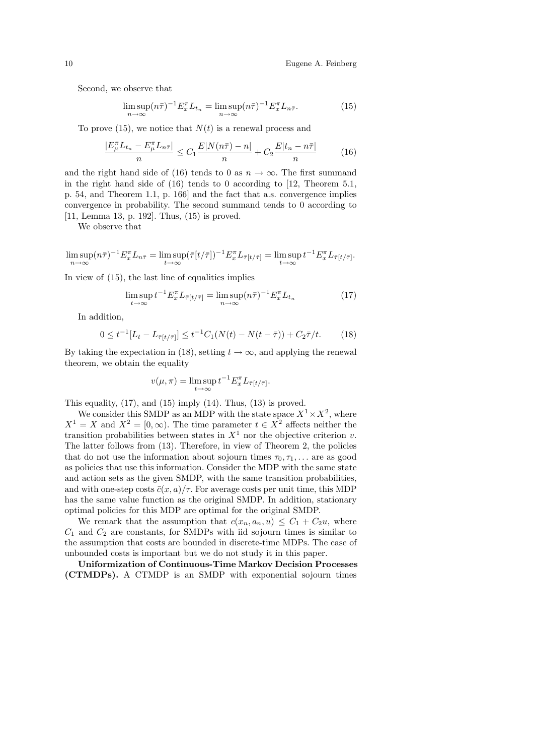Second, we observe that

$$\limsup_{n\to\infty}(n\bar{\tau})^{-1}E_x^\pi L_{t_n} = \limsup_{n\to\infty}(n\bar{\tau})^{-1}E_x^\pi L_{n\bar{\tau}}. \tag{15}$$

To prove (15), we notice that $N(t)$ is a renewal process and

$$\frac{|E_\mu^\pi L_{t_n} - E_\mu^\pi L_{n\bar{\tau}}|}{n} \le C_1 \frac{E|N(n\bar{\tau}) - n|}{n} + C_2 \frac{E|t_n - n\bar{\tau}|}{n} \tag{16}$$

and the right hand side of (16) tends to 0 as $n \to \infty$. The first summand in the right hand side of (16) tends to 0 according to [12, Theorem 5.1, p. 54, and Theorem 1.1, p. 166] and the fact that a.s. convergence implies convergence in probability. The second summand tends to 0 according to [11, Lemma 13, p. 192]. Thus, (15) is proved.

We observe that

$$\limsup_{n\to\infty}(n\bar{\tau})^{-1}E_x^\pi L_{n\bar{\tau}} = \limsup_{t\to\infty}(\bar{\tau}[t/\bar{\tau}])^{-1}E_x^\pi L_{\bar{\tau}[t/\bar{\tau}]} = \limsup_{t\to\infty} t^{-1}E_x^\pi L_{\bar{\tau}[t/\bar{\tau}]}.$$

In view of (15), the last line of equalities implies

$$\limsup_{t\to\infty} t^{-1}E_x^\pi L_{\bar{\tau}[t/\bar{\tau}]} = \limsup_{n\to\infty}(n\bar{\tau})^{-1}E_x^\pi L_{t_n} \tag{17}$$

In addition,

$$0 \le t^{-1}[L_t - L_{\bar{\tau}[t/\bar{\tau}]}] \le t^{-1}C_1(N(t) - N(t-\bar{\tau})) + C_2\bar{\tau}/t. \tag{18}$$

By taking the expectation in (18), setting $t \to \infty$, and applying the renewal theorem, we obtain the equality

$$v(\mu, \pi) = \limsup_{t\to\infty} t^{-1}E_x^\pi L_{\bar{\tau}[t/\bar{\tau}]}.$$

This equality, (17), and (15) imply (14). Thus, (13) is proved.

We consider this SMDP as an MDP with the state space $X^1 \times X^2$, where $X^1 = X$ and $X^2 = [0, \infty)$. The time parameter $t \in X^2$ affects neither the transition probabilities between states in $X^1$ nor the objective criterion $v$. The latter follows from (13). Therefore, in view of Theorem 2, the policies that do not use the information about sojourn times $\tau_0, \tau_1, \ldots$ are as good as policies that use this information. Consider the MDP with the same state and action sets as the given SMDP, with the same transition probabilities, and with one-step costs $\bar{c}(x, a)/\tau$. For average costs per unit time, this MDP has the same value function as the original SMDP. In addition, stationary optimal policies for this MDP are optimal for the original SMDP.

We remark that the assumption that $c(x_n, a_n, u) \le C_1 + C_2 u$, where $C_1$ and $C_2$ are constants, for SMDPs with iid sojourn times is similar to the assumption that costs are bounded in discrete-time MDPs. The case of unbounded costs is important but we do not study it in this paper.

**Uniformization of Continuous-Time Markov Decision Processes (CTMDPs).** A CTMDP is an SMDP with exponential sojourn times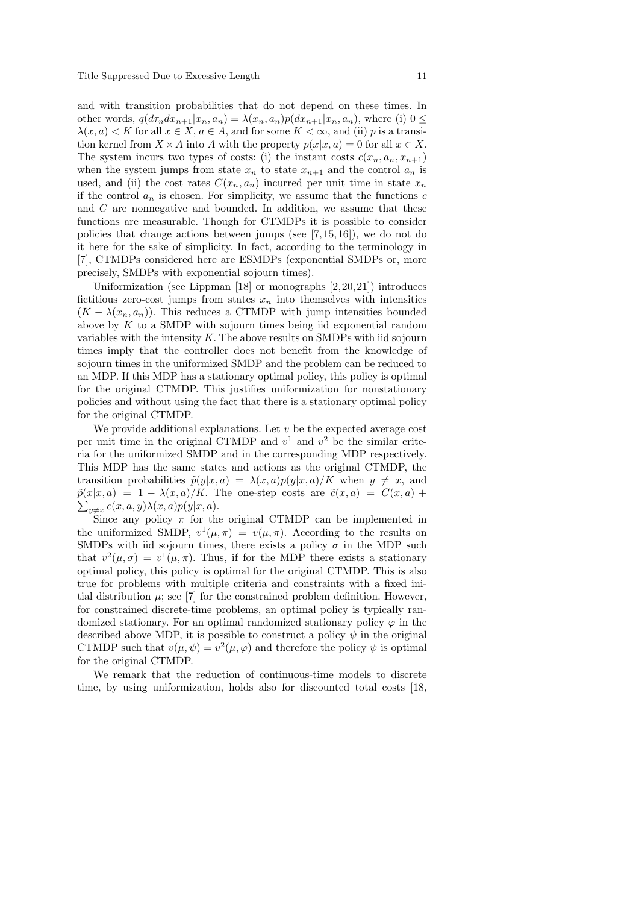and with transition probabilities that do not depend on these times. In other words, $q(d\tau_n dx_{n+1}|x_n, a_n) = \lambda(x_n, a_n)p(dx_{n+1}|x_n, a_n)$, where (i) $0 \leq \lambda(x, a) < K$ for all $x \in X$, $a \in A$, and for some $K < \infty$, and (ii) $p$ is a transition kernel from $X \times A$ into $A$ with the property $p(x|x, a) = 0$ for all $x \in X$. The system incurs two types of costs: (i) the instant costs $c(x_n, a_n, x_{n+1})$ when the system jumps from state $x_n$ to state $x_{n+1}$ and the control $a_n$ is used, and (ii) the cost rates $C(x_n, a_n)$ incurred per unit time in state $x_n$ if the control $a_n$ is chosen. For simplicity, we assume that the functions $c$ and $C$ are nonnegative and bounded. In addition, we assume that these functions are measurable. Though for CTMDPs it is possible to consider policies that change actions between jumps (see [7,15,16]), we do not do it here for the sake of simplicity. In fact, according to the terminology in [7], CTMDPs considered here are ESMDPs (exponential SMDPs or, more precisely, SMDPs with exponential sojourn times).

Uniformization (see Lippman [18] or monographs [2,20,21]) introduces fictitious zero-cost jumps from states $x_n$ into themselves with intensities $(K - \lambda(x_n, a_n))$. This reduces a CTMDP with jump intensities bounded above by $K$ to a SMDP with sojourn times being iid exponential random variables with the intensity $K$. The above results on SMDPs with iid sojourn times imply that the controller does not benefit from the knowledge of sojourn times in the uniformized SMDP and the problem can be reduced to an MDP. If this MDP has a stationary optimal policy, this policy is optimal for the original CTMDP. This justifies uniformization for nonstationary policies and without using the fact that there is a stationary optimal policy for the original CTMDP.

We provide additional explanations. Let $v$ be the expected average cost per unit time in the original CTMDP and $v^1$ and $v^2$ be the similar criteria for the uniformized SMDP and in the corresponding MDP respectively. This MDP has the same states and actions as the original CTMDP, the transition probabilities $\tilde{p}(y|x, a) = \lambda(x, a)p(y|x, a)/K$ when $y \neq x$, and $\tilde{p}(x|x, a) = 1 - \lambda(x, a)/K$. The one-step costs are $\tilde{c}(x, a) = C(x, a) + \sum_{y \neq x} c(x, a, y)\lambda(x, a)p(y|x, a)$.

Since any policy $\pi$ for the original CTMDP can be implemented in the uniformized SMDP, $v^1(\mu, \pi) = v(\mu, \pi)$. According to the results on SMDPs with iid sojourn times, there exists a policy $\sigma$ in the MDP such that $v^2(\mu, \sigma) = v^1(\mu, \pi)$. Thus, if for the MDP there exists a stationary optimal policy, this policy is optimal for the original CTMDP. This is also true for problems with multiple criteria and constraints with a fixed initial distribution $\mu$; see [7] for the constrained problem definition. However, for constrained discrete-time problems, an optimal policy is typically randomized stationary. For an optimal randomized stationary policy $\varphi$ in the described above MDP, it is possible to construct a policy $\psi$ in the original CTMDP such that $v(\mu, \psi) = v^2(\mu, \varphi)$ and therefore the policy $\psi$ is optimal for the original CTMDP.

We remark that the reduction of continuous-time models to discrete time, by using uniformization, holds also for discounted total costs [18,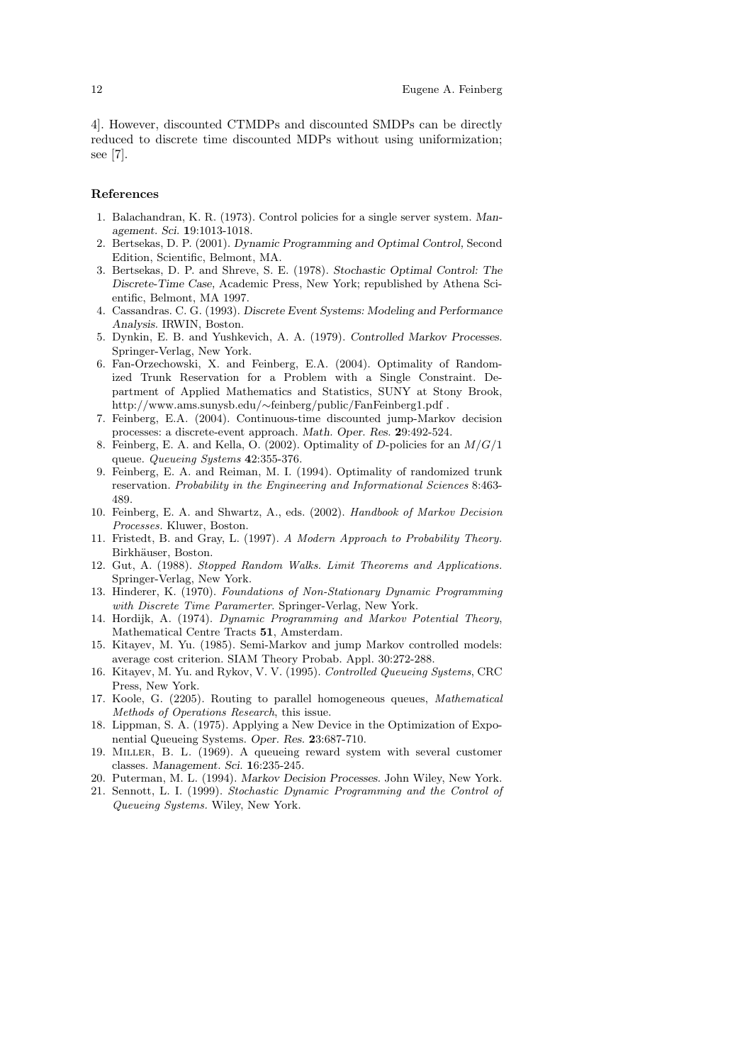4]. However, discounted CTMDPs and discounted SMDPs can be directly reduced to discrete time discounted MDPs without using uniformization; see [7].

### References

1. Balachandran, K. R. (1973). Control policies for a single server system. *Management. Sci.* **1**9:1013-1018.
2. Bertsekas, D. P. (2001). *Dynamic Programming and Optimal Control*, Second Edition, Scientific, Belmont, MA.
3. Bertsekas, D. P. and Shreve, S. E. (1978). *Stochastic Optimal Control: The Discrete-Time Case,* Academic Press, New York; republished by Athena Scientific, Belmont, MA 1997.
4. Cassandras. C. G. (1993). *Discrete Event Systems: Modeling and Performance Analysis.* IRWIN, Boston.
5. Dynkin, E. B. and Yushkevich, A. A. (1979). *Controlled Markov Processes.* Springer-Verlag, New York.
6. Fan-Orzechowski, X. and Feinberg, E.A. (2004). Optimality of Randomized Trunk Reservation for a Problem with a Single Constraint. Department of Applied Mathematics and Statistics, SUNY at Stony Brook, http://www.ams.sunysb.edu/∼feinberg/public/FanFeinberg1.pdf .
7. Feinberg, E.A. (2004). Continuous-time discounted jump-Markov decision processes: a discrete-event approach. *Math. Oper. Res.* **2**9:492-524.
8. Feinberg, E. A. and Kella, O. (2002). Optimality of $D$-policies for an $M/G/1$ queue. *Queueing Systems* **4**2:355-376.
9. Feinberg, E. A. and Reiman, M. I. (1994). Optimality of randomized trunk reservation. *Probability in the Engineering and Informational Sciences* 8:463-489.
10. Feinberg, E. A. and Shwartz, A., eds. (2002). *Handbook of Markov Decision Processes.* Kluwer, Boston.
11. Fristedt, B. and Gray, L. (1997). *A Modern Approach to Probability Theory.* Birkhäuser, Boston.
12. Gut, A. (1988). *Stopped Random Walks. Limit Theorems and Applications.* Springer-Verlag, New York.
13. Hinderer, K. (1970). *Foundations of Non-Stationary Dynamic Programming with Discrete Time Paramerter.* Springer-Verlag, New York.
14. Hordijk, A. (1974). *Dynamic Programming and Markov Potential Theory*, Mathematical Centre Tracts **51**, Amsterdam.
15. Kitayev, M. Yu. (1985). Semi-Markov and jump Markov controlled models: average cost criterion. SIAM Theory Probab. Appl. 30:272-288.
16. Kitayev, M. Yu. and Rykov, V. V. (1995). *Controlled Queueing Systems*, CRC Press, New York.
17. Koole, G. (2205). Routing to parallel homogeneous queues, *Mathematical Methods of Operations Research*, this issue.
18. Lippman, S. A. (1975). Applying a New Device in the Optimization of Exponential Queueing Systems. *Oper. Res.* **2**3:687-710.
19. Miller, B. L. (1969). A queueing reward system with several customer classes. *Management. Sci.* **1**6:235-245.
20. Puterman, M. L. (1994). *Markov Decision Processes.* John Wiley, New York.
21. Sennott, L. I. (1999). *Stochastic Dynamic Programming and the Control of Queueing Systems.* Wiley, New York.